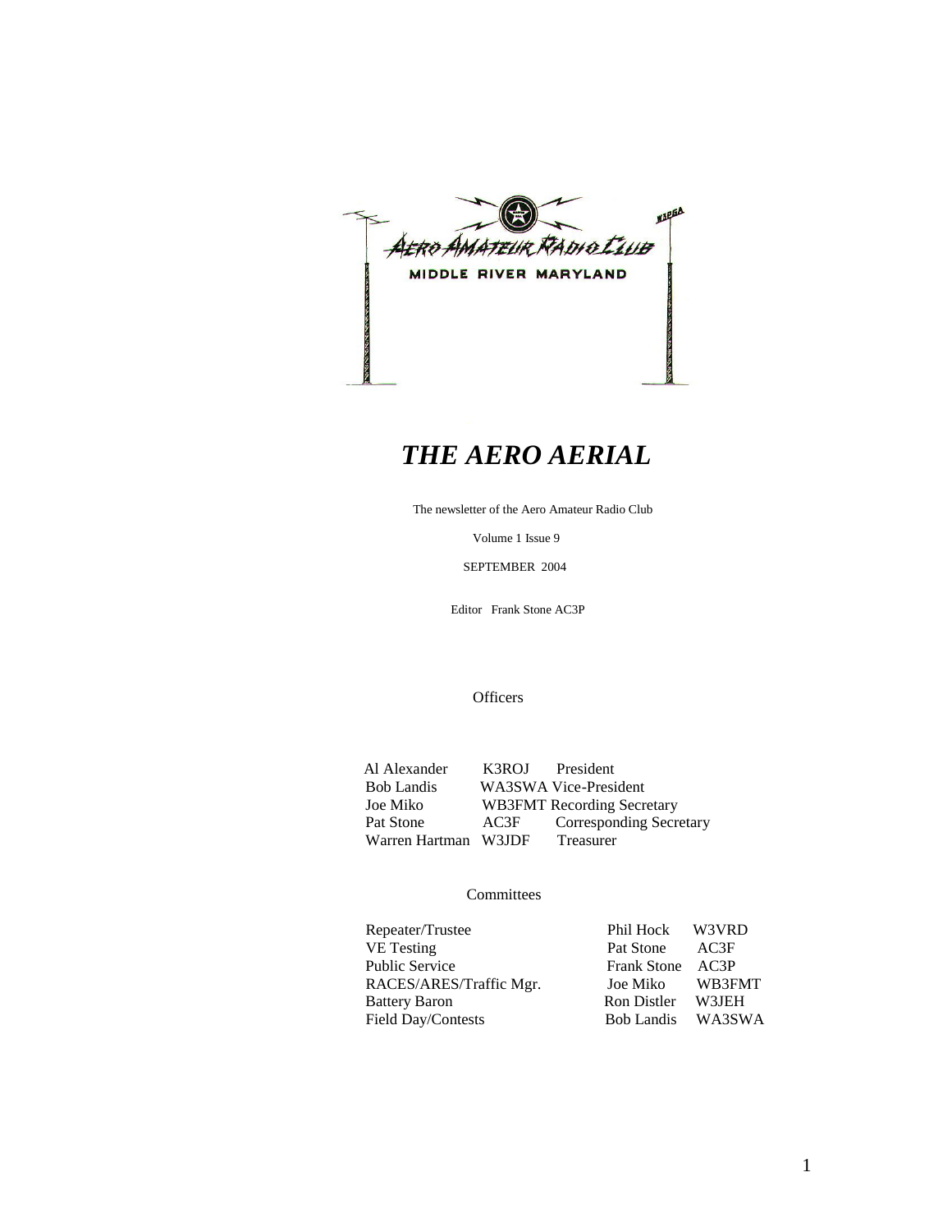# THE AERO AERIAL

The newsletter of the Aero Amateur Radio Club

Volume 1 Issue 9

SEPTEMBER 2004

Editor Frank Stone AC3P

## Officers

| Name | Call | Office |
|---|---|---|
| Al Alexander | K3ROJ | President |
| Bob Landis | WA3SWA | Vice-President |
| Joe Miko | WB3FMT | Recording Secretary |
| Pat Stone | AC3F | Corresponding Secretary |
| Warren Hartman | W3JDF | Treasurer |

## Committees

| Committee | Name | Call |
|---|---|---|
| Repeater/Trustee | Phil Hock | W3VRD |
| VE Testing | Pat Stone | AC3F |
| Public Service | Frank Stone | AC3P |
| RACES/ARES/Traffic Mgr. | Joe Miko | WB3FMT |
| Battery Baron | Ron Distler | W3JEH |
| Field Day/Contests | Bob Landis | WA3SWA |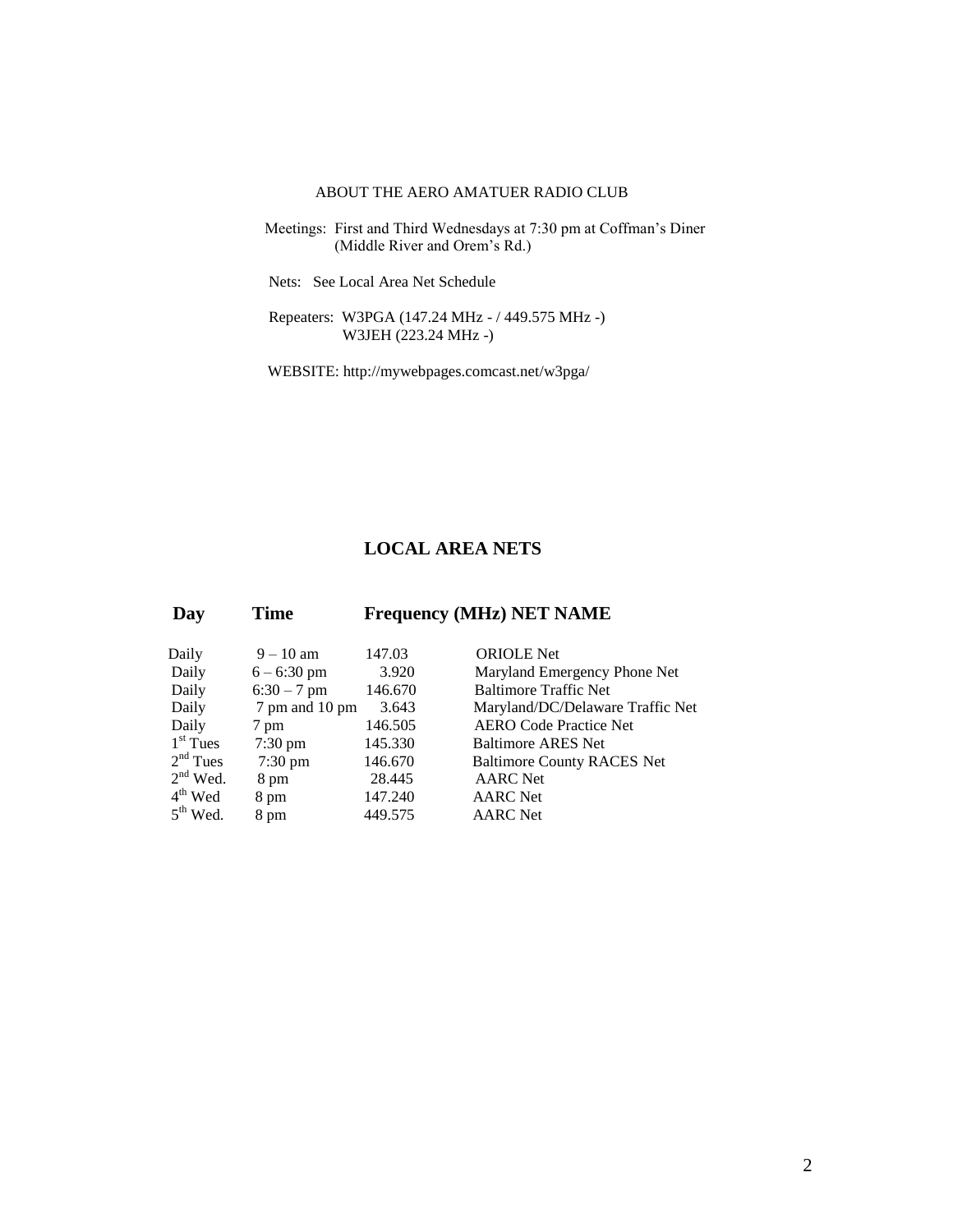## ABOUT THE AERO AMATUER RADIO CLUB

Meetings: First and Third Wednesdays at 7:30 pm at Coffman's Diner (Middle River and Orem's Rd.)

Nets: See Local Area Net Schedule

Repeaters: W3PGA (147.24 MHz - / 449.575 MHz -)
W3JEH (223.24 MHz -)

WEBSITE: http://mywebpages.comcast.net/w3pga/

## LOCAL AREA NETS

| Day | Time | Frequency (MHz) | NET NAME |
|---|---|---|---|
| Daily | 9 – 10 am | 147.03 | ORIOLE Net |
| Daily | 6 – 6:30 pm | 3.920 | Maryland Emergency Phone Net |
| Daily | 6:30 – 7 pm | 146.670 | Baltimore Traffic Net |
| Daily | 7 pm and 10 pm | 3.643 | Maryland/DC/Delaware Traffic Net |
| Daily | 7 pm | 146.505 | AERO Code Practice Net |
| 1st Tues | 7:30 pm | 145.330 | Baltimore ARES Net |
| 2nd Tues | 7:30 pm | 146.670 | Baltimore County RACES Net |
| 2nd Wed. | 8 pm | 28.445 | AARC Net |
| 4th Wed | 8 pm | 147.240 | AARC Net |
| 5th Wed. | 8 pm | 449.575 | AARC Net |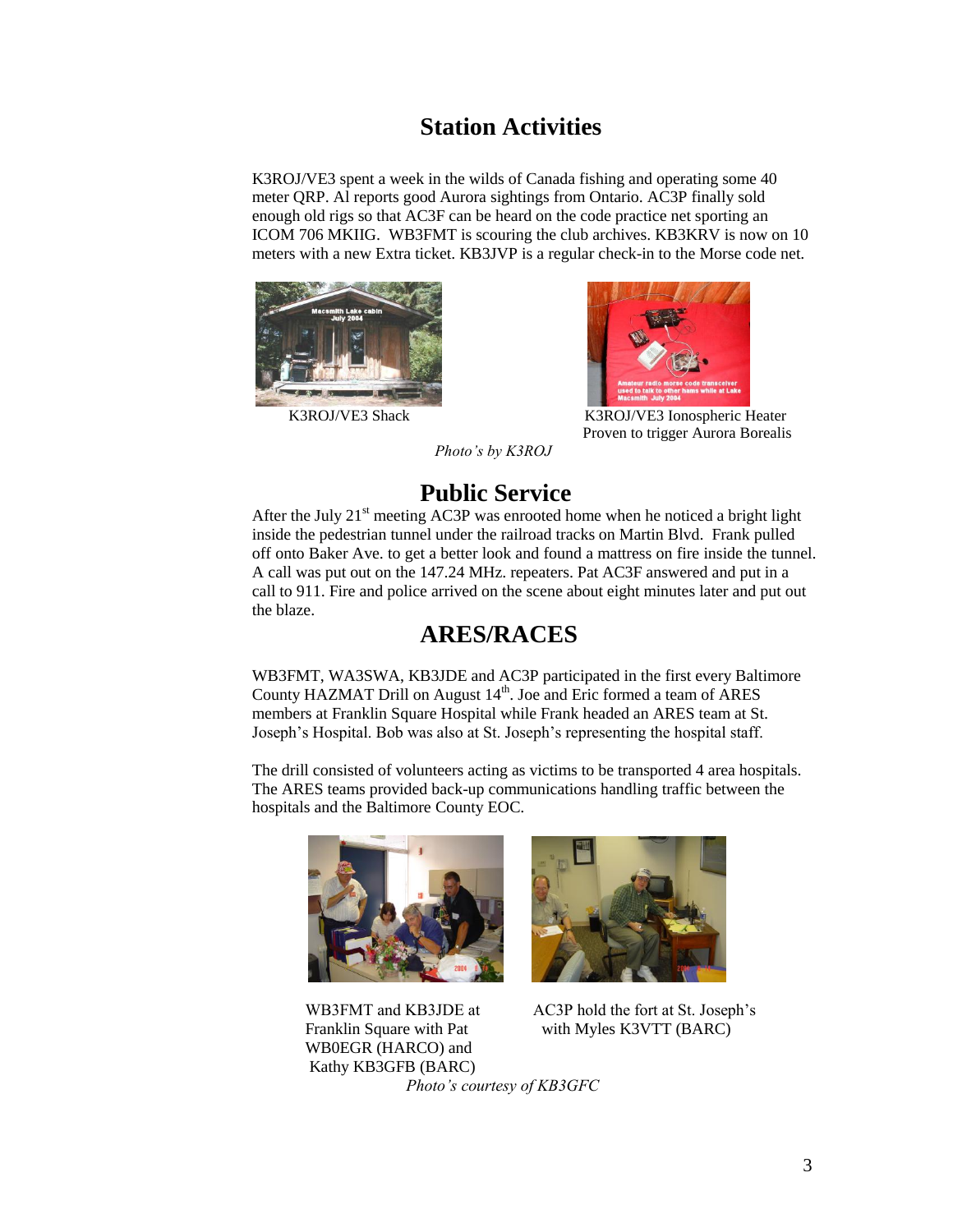# Station Activities

K3ROJ/VE3 spent a week in the wilds of Canada fishing and operating some 40 meter QRP. Al reports good Aurora sightings from Ontario. AC3P finally sold enough old rigs so that AC3F can be heard on the code practice net sporting an ICOM 706 MKIIG. WB3FMT is scouring the club archives. KB3KRV is now on 10 meters with a new Extra ticket. KB3JVP is a regular check-in to the Morse code net.

K3ROJ/VE3 Shack

K3ROJ/VE3 Ionospheric Heater Proven to trigger Aurora Borealis

*Photo's by K3ROJ*

# Public Service

After the July 21st meeting AC3P was enrooted home when he noticed a bright light inside the pedestrian tunnel under the railroad tracks on Martin Blvd. Frank pulled off onto Baker Ave. to get a better look and found a mattress on fire inside the tunnel. A call was put out on the 147.24 MHz. repeaters. Pat AC3F answered and put in a call to 911. Fire and police arrived on the scene about eight minutes later and put out the blaze.

# ARES/RACES

WB3FMT, WA3SWA, KB3JDE and AC3P participated in the first every Baltimore County HAZMAT Drill on August 14th. Joe and Eric formed a team of ARES members at Franklin Square Hospital while Frank headed an ARES team at St. Joseph's Hospital. Bob was also at St. Joseph's representing the hospital staff.

The drill consisted of volunteers acting as victims to be transported 4 area hospitals. The ARES teams provided back-up communications handling traffic between the hospitals and the Baltimore County EOC.

WB3FMT and KB3JDE at Franklin Square with Pat WB0EGR (HARCO) and Kathy KB3GFB (BARC)

AC3P hold the fort at St. Joseph's with Myles K3VTT (BARC)

*Photo's courtesy of KB3GFC*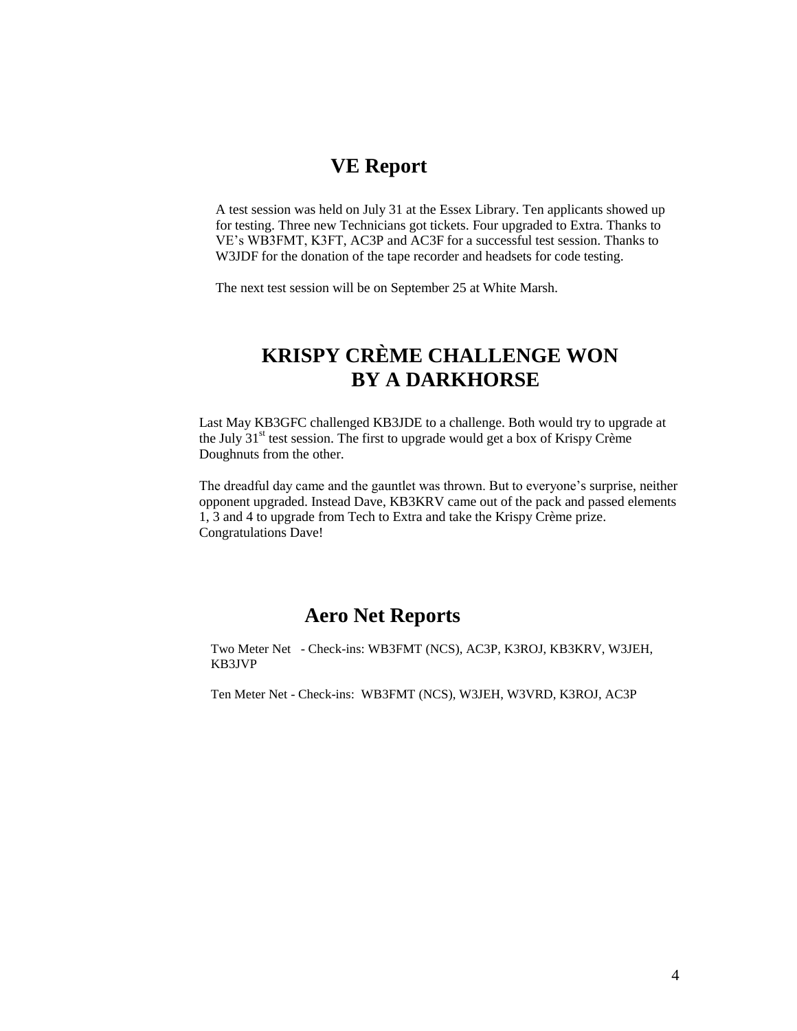## VE Report

A test session was held on July 31 at the Essex Library. Ten applicants showed up for testing. Three new Technicians got tickets. Four upgraded to Extra. Thanks to VE's WB3FMT, K3FT, AC3P and AC3F for a successful test session. Thanks to W3JDF for the donation of the tape recorder and headsets for code testing.

The next test session will be on September 25 at White Marsh.

## KRISPY CRÈME CHALLENGE WON BY A DARKHORSE

Last May KB3GFC challenged KB3JDE to a challenge. Both would try to upgrade at the July 31st test session. The first to upgrade would get a box of Krispy Crème Doughnuts from the other.

The dreadful day came and the gauntlet was thrown. But to everyone's surprise, neither opponent upgraded. Instead Dave, KB3KRV came out of the pack and passed elements 1, 3 and 4 to upgrade from Tech to Extra and take the Krispy Crème prize. Congratulations Dave!

## Aero Net Reports

Two Meter Net - Check-ins: WB3FMT (NCS), AC3P, K3ROJ, KB3KRV, W3JEH, KB3JVP

Ten Meter Net - Check-ins: WB3FMT (NCS), W3JEH, W3VRD, K3ROJ, AC3P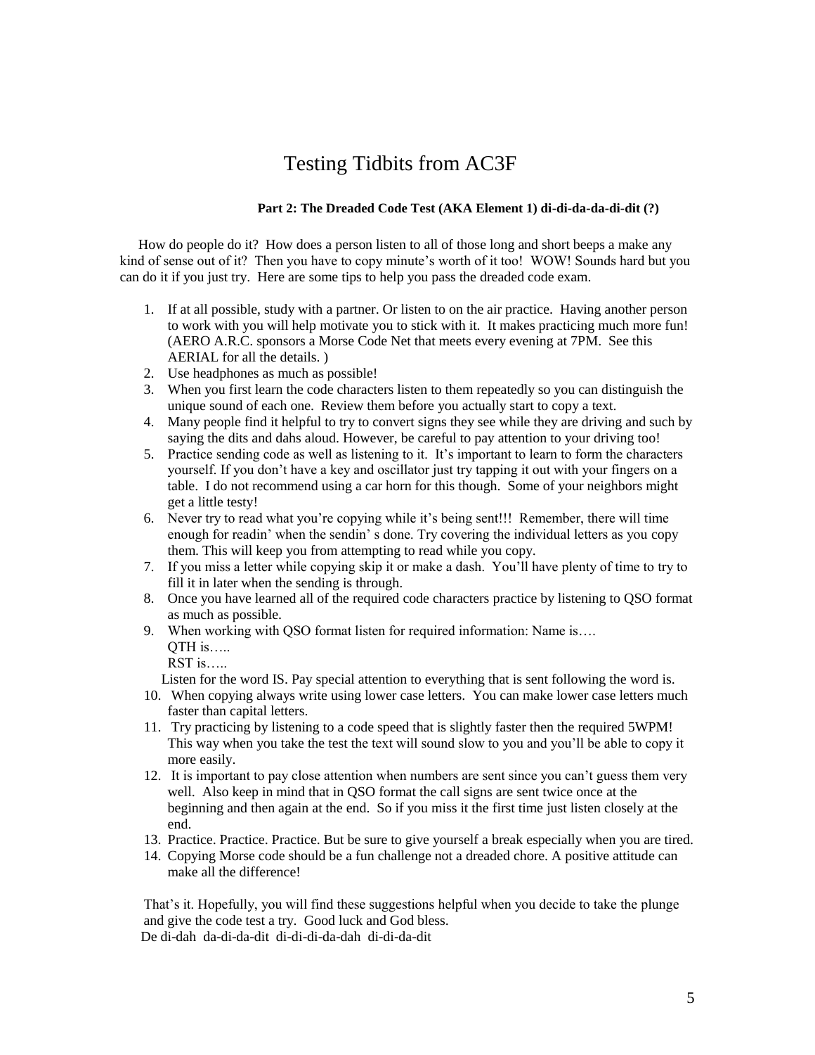# Testing Tidbits from AC3F

**Part 2: The Dreaded Code Test (AKA Element 1) di-di-da-da-di-dit (?)**

How do people do it? How does a person listen to all of those long and short beeps a make any kind of sense out of it? Then you have to copy minute's worth of it too! WOW! Sounds hard but you can do it if you just try. Here are some tips to help you pass the dreaded code exam.

1. If at all possible, study with a partner. Or listen to on the air practice. Having another person to work with you will help motivate you to stick with it. It makes practicing much more fun! (AERO A.R.C. sponsors a Morse Code Net that meets every evening at 7PM. See this AERIAL for all the details. )
2. Use headphones as much as possible!
3. When you first learn the code characters listen to them repeatedly so you can distinguish the unique sound of each one. Review them before you actually start to copy a text.
4. Many people find it helpful to try to convert signs they see while they are driving and such by saying the dits and dahs aloud. However, be careful to pay attention to your driving too!
5. Practice sending code as well as listening to it. It's important to learn to form the characters yourself. If you don't have a key and oscillator just try tapping it out with your fingers on a table. I do not recommend using a car horn for this though. Some of your neighbors might get a little testy!
6. Never try to read what you're copying while it's being sent!!! Remember, there will time enough for readin' when the sendin' s done. Try covering the individual letters as you copy them. This will keep you from attempting to read while you copy.
7. If you miss a letter while copying skip it or make a dash. You'll have plenty of time to try to fill it in later when the sending is through.
8. Once you have learned all of the required code characters practice by listening to QSO format as much as possible.
9. When working with QSO format listen for required information: Name is….
   QTH is…..
   RST is…..
   
   Listen for the word IS. Pay special attention to everything that is sent following the word is.
10. When copying always write using lower case letters. You can make lower case letters much faster than capital letters.
11. Try practicing by listening to a code speed that is slightly faster then the required 5WPM! This way when you take the test the text will sound slow to you and you'll be able to copy it more easily.
12. It is important to pay close attention when numbers are sent since you can't guess them very well. Also keep in mind that in QSO format the call signs are sent twice once at the beginning and then again at the end. So if you miss it the first time just listen closely at the end.
13. Practice. Practice. Practice. But be sure to give yourself a break especially when you are tired.
14. Copying Morse code should be a fun challenge not a dreaded chore. A positive attitude can make all the difference!

That's it. Hopefully, you will find these suggestions helpful when you decide to take the plunge and give the code test a try. Good luck and God bless.
De di-dah da-di-da-dit di-di-di-da-dah di-di-da-dit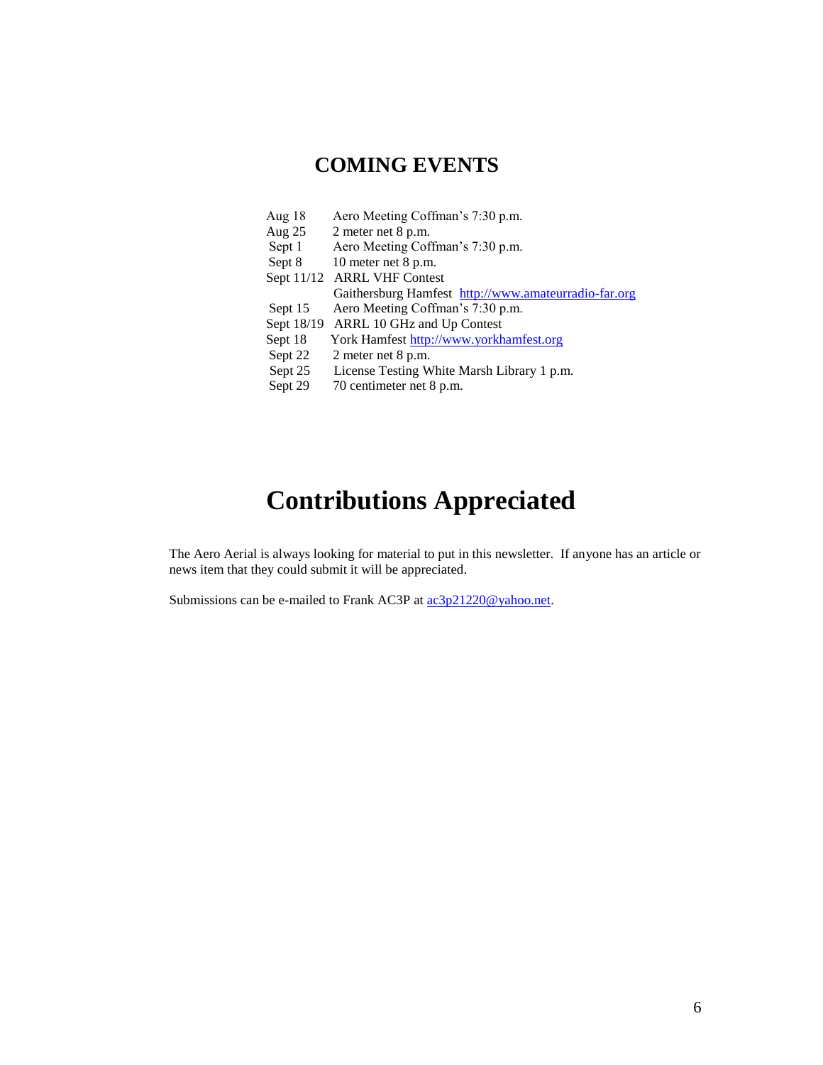## COMING EVENTS

| | |
|---|---|
| Aug 18 | Aero Meeting Coffman's 7:30 p.m. |
| Aug 25 | 2 meter net 8 p.m. |
| Sept 1 | Aero Meeting Coffman's 7:30 p.m. |
| Sept 8 | 10 meter net 8 p.m. |
| Sept 11/12 | ARRL VHF Contest |
| | Gaithersburg Hamfest http://www.amateurradio-far.org |
| Sept 15 | Aero Meeting Coffman's 7:30 p.m. |
| Sept 18/19 | ARRL 10 GHz and Up Contest |
| Sept 18 | York Hamfest http://www.yorkhamfest.org |
| Sept 22 | 2 meter net 8 p.m. |
| Sept 25 | License Testing White Marsh Library 1 p.m. |
| Sept 29 | 70 centimeter net 8 p.m. |

# Contributions Appreciated

The Aero Aerial is always looking for material to put in this newsletter. If anyone has an article or news item that they could submit it will be appreciated.

Submissions can be e-mailed to Frank AC3P at ac3p21220@yahoo.net.